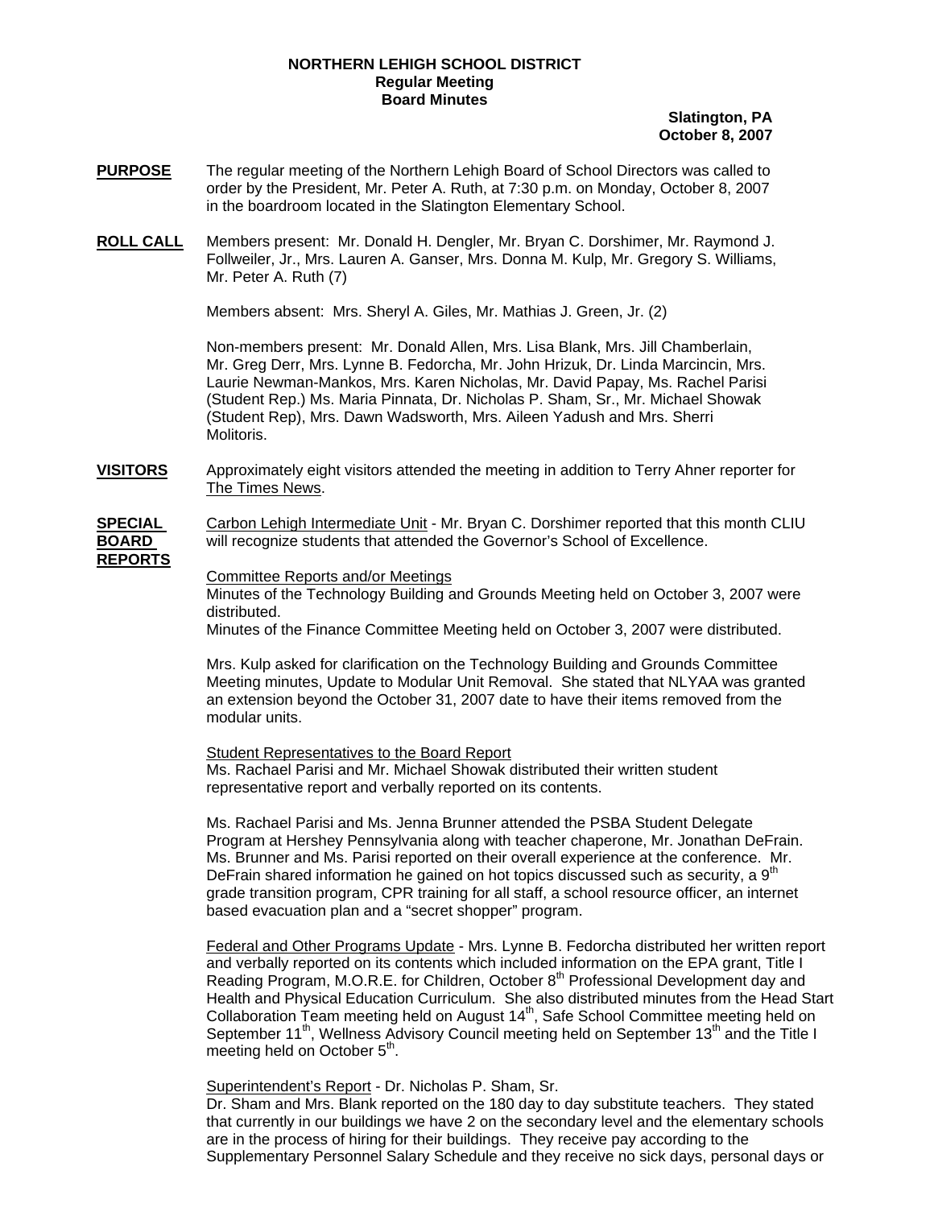**NORTHERN LEHIGH SCHOOL DISTRICT**
**Regular Meeting**
**Board Minutes**

**Slatington, PA**
**October 8, 2007**

**PURPOSE** The regular meeting of the Northern Lehigh Board of School Directors was called to order by the President, Mr. Peter A. Ruth, at 7:30 p.m. on Monday, October 8, 2007 in the boardroom located in the Slatington Elementary School.

**ROLL CALL** Members present: Mr. Donald H. Dengler, Mr. Bryan C. Dorshimer, Mr. Raymond J. Follweiler, Jr., Mrs. Lauren A. Ganser, Mrs. Donna M. Kulp, Mr. Gregory S. Williams, Mr. Peter A. Ruth (7)

Members absent: Mrs. Sheryl A. Giles, Mr. Mathias J. Green, Jr. (2)

Non-members present: Mr. Donald Allen, Mrs. Lisa Blank, Mrs. Jill Chamberlain, Mr. Greg Derr, Mrs. Lynne B. Fedorcha, Mr. John Hrizuk, Dr. Linda Marcincin, Mrs. Laurie Newman-Mankos, Mrs. Karen Nicholas, Mr. David Papay, Ms. Rachel Parisi (Student Rep.) Ms. Maria Pinnata, Dr. Nicholas P. Sham, Sr., Mr. Michael Showak (Student Rep), Mrs. Dawn Wadsworth, Mrs. Aileen Yadush and Mrs. Sherri Molitoris.

**VISITORS** Approximately eight visitors attended the meeting in addition to Terry Ahner reporter for The Times News.

**SPECIAL BOARD REPORTS** Carbon Lehigh Intermediate Unit - Mr. Bryan C. Dorshimer reported that this month CLIU will recognize students that attended the Governor's School of Excellence.

Committee Reports and/or Meetings
Minutes of the Technology Building and Grounds Meeting held on October 3, 2007 were distributed.
Minutes of the Finance Committee Meeting held on October 3, 2007 were distributed.

Mrs. Kulp asked for clarification on the Technology Building and Grounds Committee Meeting minutes, Update to Modular Unit Removal. She stated that NLYAA was granted an extension beyond the October 31, 2007 date to have their items removed from the modular units.

Student Representatives to the Board Report
Ms. Rachael Parisi and Mr. Michael Showak distributed their written student representative report and verbally reported on its contents.

Ms. Rachael Parisi and Ms. Jenna Brunner attended the PSBA Student Delegate Program at Hershey Pennsylvania along with teacher chaperone, Mr. Jonathan DeFrain. Ms. Brunner and Ms. Parisi reported on their overall experience at the conference. Mr. DeFrain shared information he gained on hot topics discussed such as security, a 9th grade transition program, CPR training for all staff, a school resource officer, an internet based evacuation plan and a "secret shopper" program.

Federal and Other Programs Update - Mrs. Lynne B. Fedorcha distributed her written report and verbally reported on its contents which included information on the EPA grant, Title I Reading Program, M.O.R.E. for Children, October 8th Professional Development day and Health and Physical Education Curriculum. She also distributed minutes from the Head Start Collaboration Team meeting held on August 14th, Safe School Committee meeting held on September 11th, Wellness Advisory Council meeting held on September 13th and the Title I meeting held on October 5th.

Superintendent's Report - Dr. Nicholas P. Sham, Sr.
Dr. Sham and Mrs. Blank reported on the 180 day to day substitute teachers. They stated that currently in our buildings we have 2 on the secondary level and the elementary schools are in the process of hiring for their buildings. They receive pay according to the Supplementary Personnel Salary Schedule and they receive no sick days, personal days or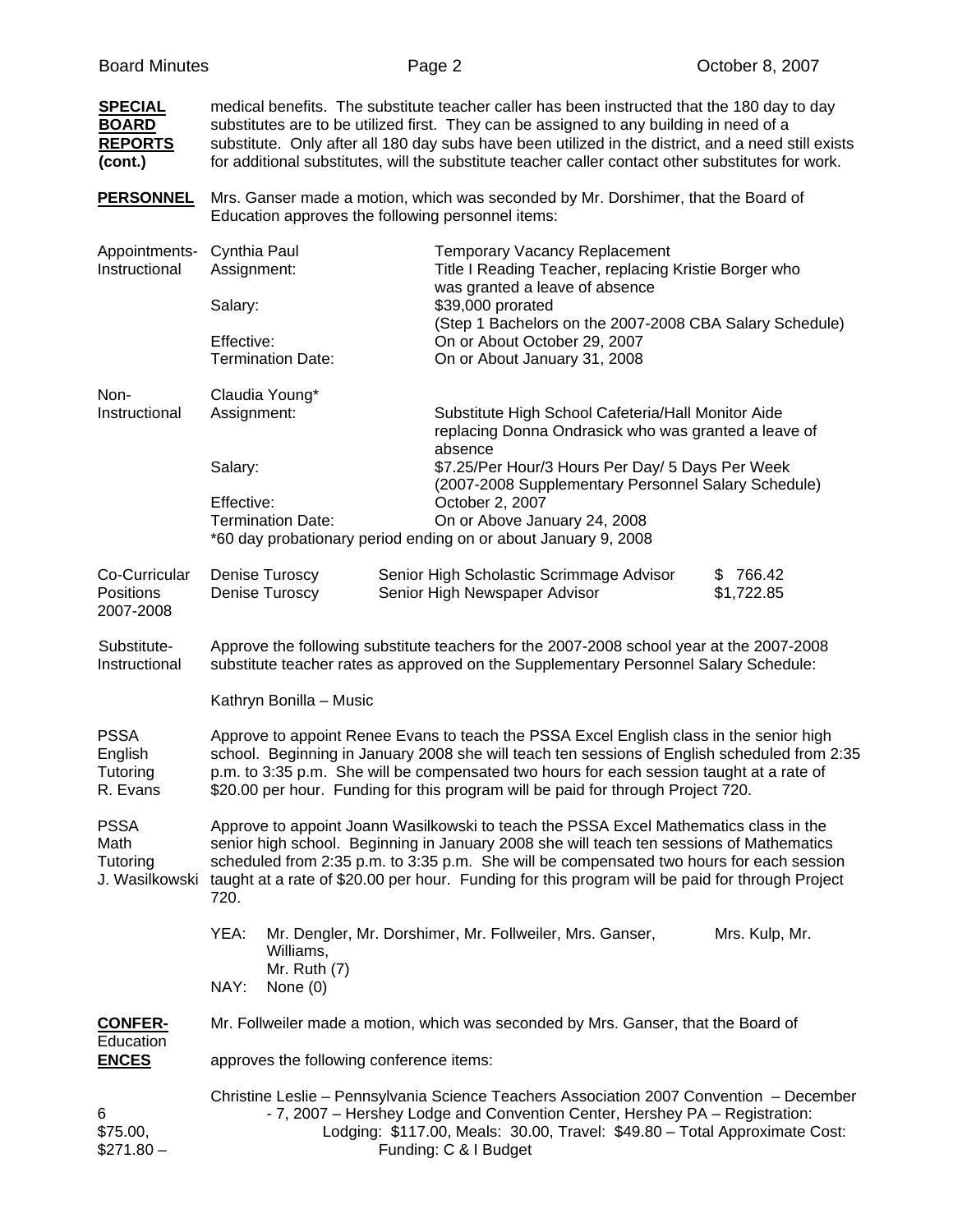**SPECIAL BOARD REPORTS (cont.)**

medical benefits. The substitute teacher caller has been instructed that the 180 day to day substitutes are to be utilized first. They can be assigned to any building in need of a substitute. Only after all 180 day subs have been utilized in the district, and a need still exists for additional substitutes, will the substitute teacher caller contact other substitutes for work.

**PERSONNEL**

Mrs. Ganser made a motion, which was seconded by Mr. Dorshimer, that the Board of Education approves the following personnel items:

Appointments- Instructional

Cynthia Paul — Temporary Vacancy Replacement
Assignment: Title I Reading Teacher, replacing Kristie Borger who was granted a leave of absence
Salary: $39,000 prorated (Step 1 Bachelors on the 2007-2008 CBA Salary Schedule)
Effective: On or About October 29, 2007
Termination Date: On or About January 31, 2008

Non-Instructional

Claudia Young*
Assignment: Substitute High School Cafeteria/Hall Monitor Aide replacing Donna Ondrasick who was granted a leave of absence
Salary: $7.25/Per Hour/3 Hours Per Day/ 5 Days Per Week (2007-2008 Supplementary Personnel Salary Schedule)
Effective: October 2, 2007
Termination Date: On or Above January 24, 2008
*60 day probationary period ending on or about January 9, 2008

Co-Curricular Positions 2007-2008

| Name | Position | Amount |
|---|---|---|
| Denise Turoscy | Senior High Scholastic Scrimmage Advisor | $ 766.42 |
| Denise Turoscy | Senior High Newspaper Advisor | $1,722.85 |

Substitute- Instructional

Approve the following substitute teachers for the 2007-2008 school year at the 2007-2008 substitute teacher rates as approved on the Supplementary Personnel Salary Schedule:

Kathryn Bonilla – Music

PSSA English Tutoring R. Evans

Approve to appoint Renee Evans to teach the PSSA Excel English class in the senior high school. Beginning in January 2008 she will teach ten sessions of English scheduled from 2:35 p.m. to 3:35 p.m. She will be compensated two hours for each session taught at a rate of $20.00 per hour. Funding for this program will be paid for through Project 720.

PSSA Math Tutoring J. Wasilkowski

Approve to appoint Joann Wasilkowski to teach the PSSA Excel Mathematics class in the senior high school. Beginning in January 2008 she will teach ten sessions of Mathematics scheduled from 2:35 p.m. to 3:35 p.m. She will be compensated two hours for each session taught at a rate of $20.00 per hour. Funding for this program will be paid for through Project 720.

YEA: Mr. Dengler, Mr. Dorshimer, Mr. Follweiler, Mrs. Ganser, Mrs. Kulp, Mr. Williams, Mr. Ruth (7)
NAY: None (0)

**CONFERENCES**

Mr. Follweiler made a motion, which was seconded by Mrs. Ganser, that the Board of Education approves the following conference items:

Christine Leslie – Pennsylvania Science Teachers Association 2007 Convention – December 6 - 7, 2007 – Hershey Lodge and Convention Center, Hershey PA – Registration: $75.00, Lodging: $117.00, Meals: 30.00, Travel: $49.80 – Total Approximate Cost: $271.80 – Funding: C & I Budget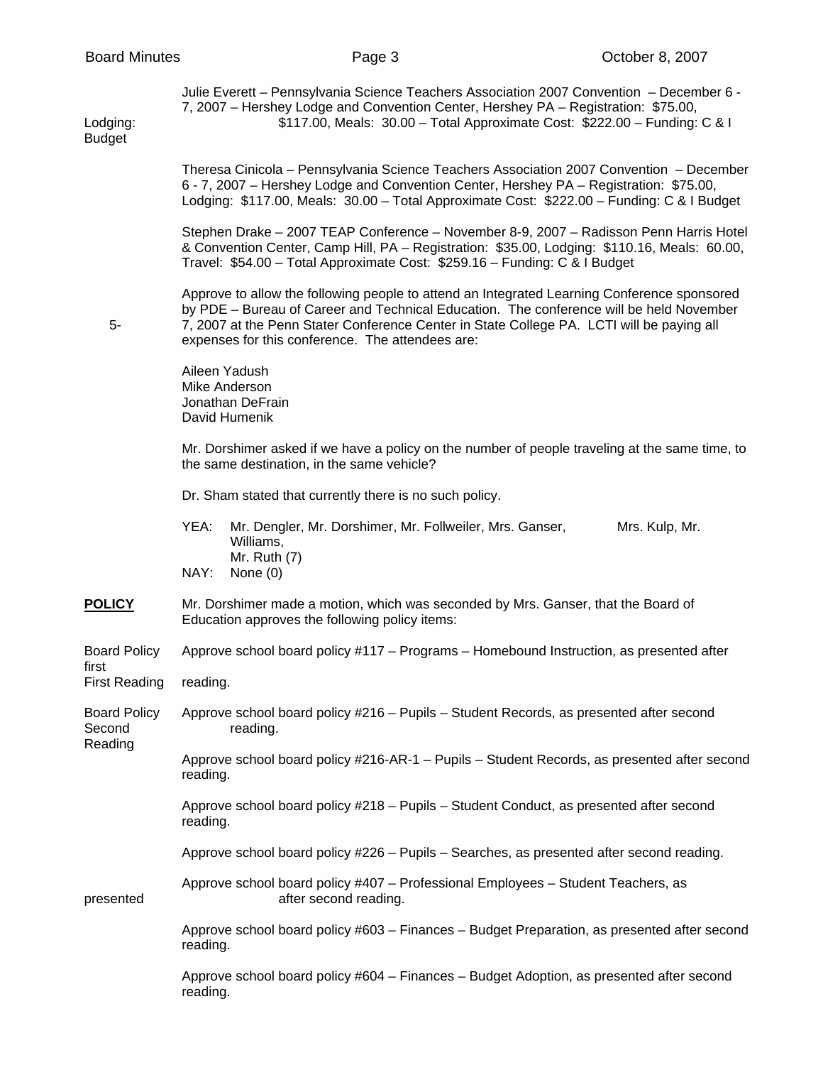Julie Everett – Pennsylvania Science Teachers Association 2007 Convention – December 6 - 7, 2007 – Hershey Lodge and Convention Center, Hershey PA – Registration: $75.00, Lodging: $117.00, Meals: 30.00 – Total Approximate Cost: $222.00 – Funding: C & I Budget

Theresa Cinicola – Pennsylvania Science Teachers Association 2007 Convention – December 6 - 7, 2007 – Hershey Lodge and Convention Center, Hershey PA – Registration: $75.00, Lodging: $117.00, Meals: 30.00 – Total Approximate Cost: $222.00 – Funding: C & I Budget

Stephen Drake – 2007 TEAP Conference – November 8-9, 2007 – Radisson Penn Harris Hotel & Convention Center, Camp Hill, PA – Registration: $35.00, Lodging: $110.16, Meals: 60.00, Travel: $54.00 – Total Approximate Cost: $259.16 – Funding: C & I Budget

5- Approve to allow the following people to attend an Integrated Learning Conference sponsored by PDE – Bureau of Career and Technical Education. The conference will be held November 7, 2007 at the Penn Stater Conference Center in State College PA. LCTI will be paying all expenses for this conference. The attendees are:

Aileen Yadush
Mike Anderson
Jonathan DeFrain
David Humenik

Mr. Dorshimer asked if we have a policy on the number of people traveling at the same time, to the same destination, in the same vehicle?

Dr. Sham stated that currently there is no such policy.

YEA: Mr. Dengler, Mr. Dorshimer, Mr. Follweiler, Mrs. Ganser, Mrs. Kulp, Mr. Williams, Mr. Ruth (7)
NAY: None (0)

**POLICY**

Mr. Dorshimer made a motion, which was seconded by Mrs. Ganser, that the Board of Education approves the following policy items:

Board Policy first First Reading

Approve school board policy #117 – Programs – Homebound Instruction, as presented after first reading.

Board Policy Second Reading

Approve school board policy #216 – Pupils – Student Records, as presented after second reading.

Approve school board policy #216-AR-1 – Pupils – Student Records, as presented after second reading.

Approve school board policy #218 – Pupils – Student Conduct, as presented after second reading.

Approve school board policy #226 – Pupils – Searches, as presented after second reading.

Approve school board policy #407 – Professional Employees – Student Teachers, as presented after second reading.

Approve school board policy #603 – Finances – Budget Preparation, as presented after second reading.

Approve school board policy #604 – Finances – Budget Adoption, as presented after second reading.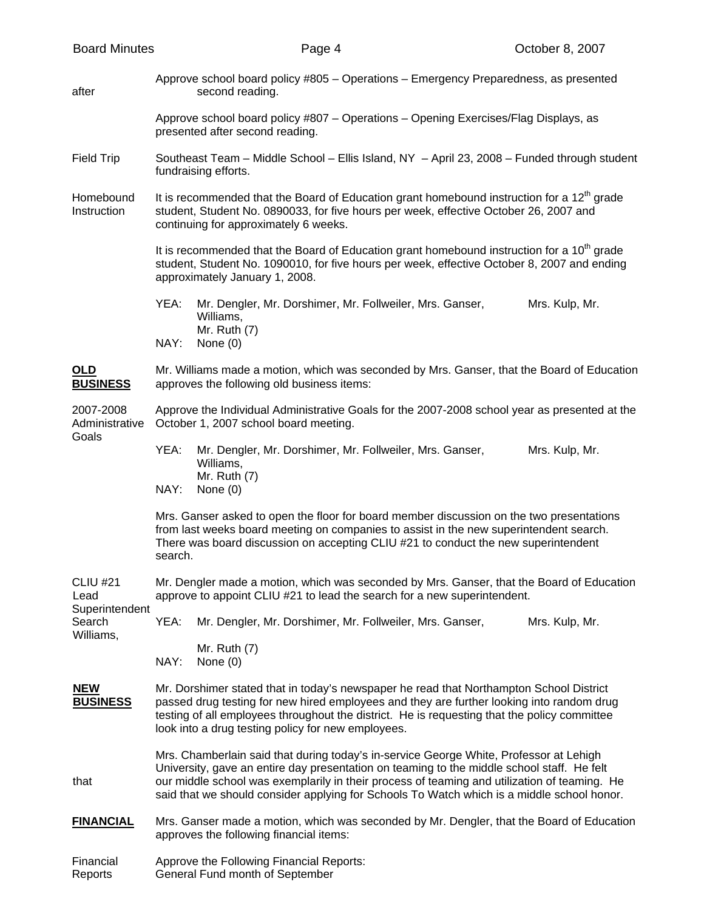Approve school board policy #805 – Operations – Emergency Preparedness, as presented after second reading.

Approve school board policy #807 – Operations – Opening Exercises/Flag Displays, as presented after second reading.

**Field Trip**

Southeast Team – Middle School – Ellis Island, NY – April 23, 2008 – Funded through student fundraising efforts.

**Homebound Instruction**

It is recommended that the Board of Education grant homebound instruction for a 12th grade student, Student No. 0890033, for five hours per week, effective October 26, 2007 and continuing for approximately 6 weeks.

It is recommended that the Board of Education grant homebound instruction for a 10th grade student, Student No. 1090010, for five hours per week, effective October 8, 2007 and ending approximately January 1, 2008.

YEA: Mr. Dengler, Mr. Dorshimer, Mr. Follweiler, Mrs. Ganser, Mrs. Kulp, Mr. Williams, Mr. Ruth (7)
NAY: None (0)

## OLD BUSINESS

Mr. Williams made a motion, which was seconded by Mrs. Ganser, that the Board of Education approves the following old business items:

**2007-2008 Administrative Goals**

Approve the Individual Administrative Goals for the 2007-2008 school year as presented at the October 1, 2007 school board meeting.

YEA: Mr. Dengler, Mr. Dorshimer, Mr. Follweiler, Mrs. Ganser, Mrs. Kulp, Mr. Williams, Mr. Ruth (7)
NAY: None (0)

Mrs. Ganser asked to open the floor for board member discussion on the two presentations from last weeks board meeting on companies to assist in the new superintendent search. There was board discussion on accepting CLIU #21 to conduct the new superintendent search.

**CLIU #21 Lead Superintendent Search**

Mr. Dengler made a motion, which was seconded by Mrs. Ganser, that the Board of Education approve to appoint CLIU #21 to lead the search for a new superintendent.

YEA: Mr. Dengler, Mr. Dorshimer, Mr. Follweiler, Mrs. Ganser, Mrs. Kulp, Mr. Williams, Mr. Ruth (7)
NAY: None (0)

## NEW BUSINESS

Mr. Dorshimer stated that in today's newspaper he read that Northampton School District passed drug testing for new hired employees and they are further looking into random drug testing of all employees throughout the district. He is requesting that the policy committee look into a drug testing policy for new employees.

Mrs. Chamberlain said that during today's in-service George White, Professor at Lehigh University, gave an entire day presentation on teaming to the middle school staff. He felt that our middle school was exemplarily in their process of teaming and utilization of teaming. He said that we should consider applying for Schools To Watch which is a middle school honor.

## FINANCIAL

Mrs. Ganser made a motion, which was seconded by Mr. Dengler, that the Board of Education approves the following financial items:

**Financial Reports**

Approve the Following Financial Reports:
General Fund month of September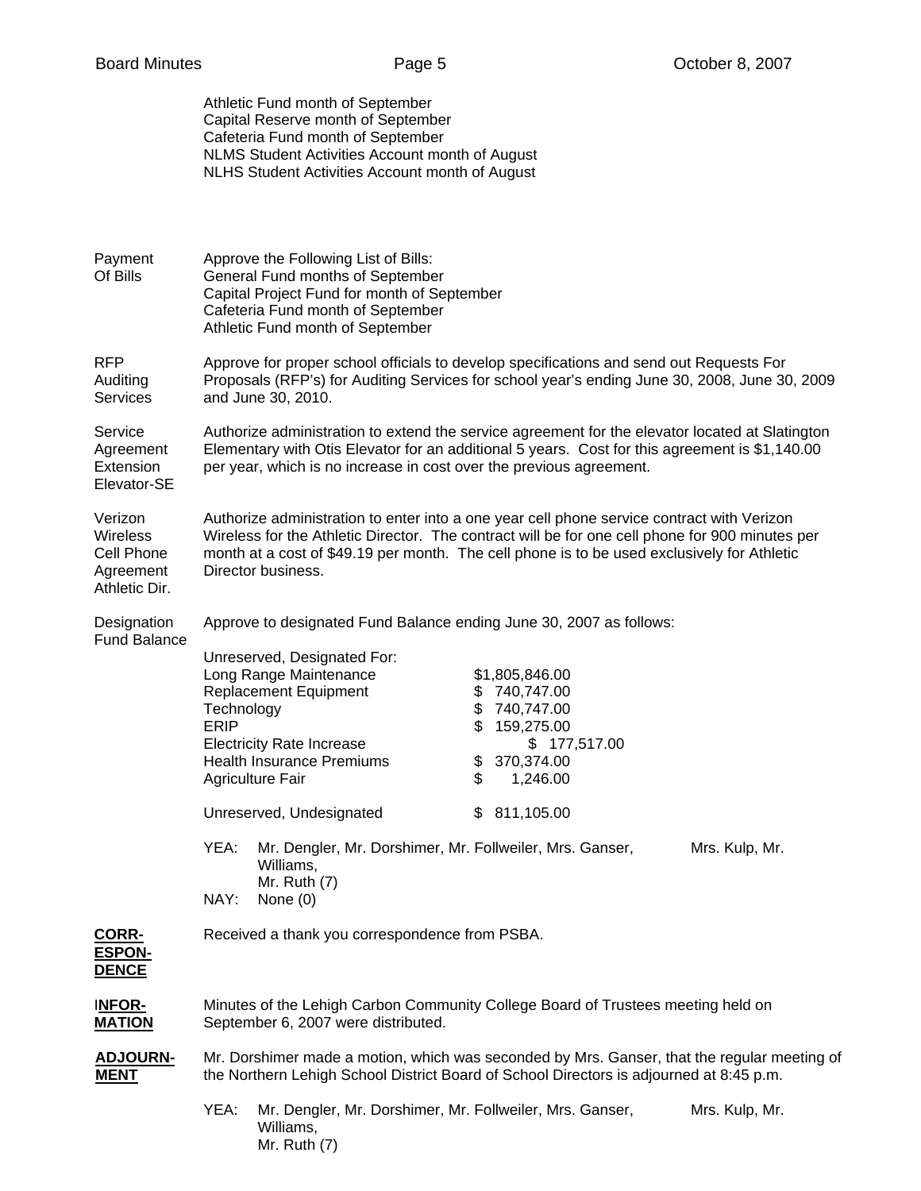Athletic Fund month of September
Capital Reserve month of September
Cafeteria Fund month of September
NLMS Student Activities Account month of August
NLHS Student Activities Account month of August

Payment Of Bills

Approve the Following List of Bills:
General Fund months of September
Capital Project Fund for month of September
Cafeteria Fund month of September
Athletic Fund month of September

RFP Auditing Services

Approve for proper school officials to develop specifications and send out Requests For Proposals (RFP's) for Auditing Services for school year's ending June 30, 2008, June 30, 2009 and June 30, 2010.

Service Agreement Extension Elevator-SE

Authorize administration to extend the service agreement for the elevator located at Slatington Elementary with Otis Elevator for an additional 5 years. Cost for this agreement is $1,140.00 per year, which is no increase in cost over the previous agreement.

Verizon Wireless Cell Phone Agreement Athletic Dir.

Authorize administration to enter into a one year cell phone service contract with Verizon Wireless for the Athletic Director. The contract will be for one cell phone for 900 minutes per month at a cost of $49.19 per month. The cell phone is to be used exclusively for Athletic Director business.

Designation Fund Balance

Approve to designated Fund Balance ending June 30, 2007 as follows:

| Unreserved, Designated For: | |
|---|---|
| Long Range Maintenance | $1,805,846.00 |
| Replacement Equipment | $ 740,747.00 |
| Technology | $ 740,747.00 |
| ERIP | $ 159,275.00 |
| Electricity Rate Increase | $ 177,517.00 |
| Health Insurance Premiums | $ 370,374.00 |
| Agriculture Fair | $ 1,246.00 |
| | |
| Unreserved, Undesignated | $ 811,105.00 |

YEA: Mr. Dengler, Mr. Dorshimer, Mr. Follweiler, Mrs. Ganser, Mrs. Kulp, Mr. Williams, Mr. Ruth (7)
NAY: None (0)

**CORRESPONDENCE**

Received a thank you correspondence from PSBA.

**INFORMATION**

Minutes of the Lehigh Carbon Community College Board of Trustees meeting held on September 6, 2007 were distributed.

**ADJOURNMENT**

Mr. Dorshimer made a motion, which was seconded by Mrs. Ganser, that the regular meeting of the Northern Lehigh School District Board of School Directors is adjourned at 8:45 p.m.

YEA: Mr. Dengler, Mr. Dorshimer, Mr. Follweiler, Mrs. Ganser, Mrs. Kulp, Mr. Williams, Mr. Ruth (7)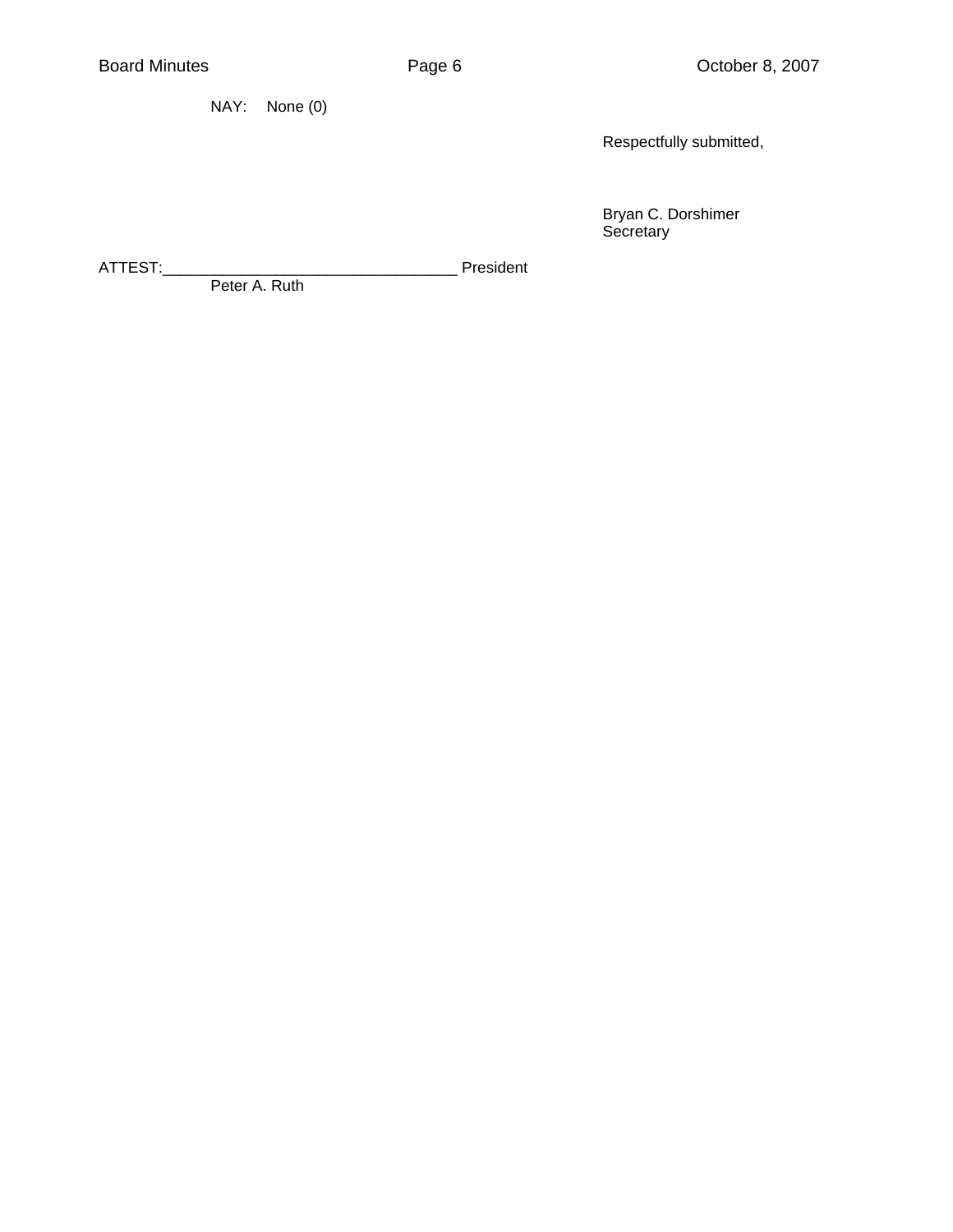NAY: None (0)

Respectfully submitted,

Bryan C. Dorshimer
Secretary

ATTEST:\_\_\_\_\_\_\_\_\_\_\_\_\_\_\_\_\_\_\_\_\_\_\_\_\_\_\_\_\_\_\_\_\_\_ President
Peter A. Ruth